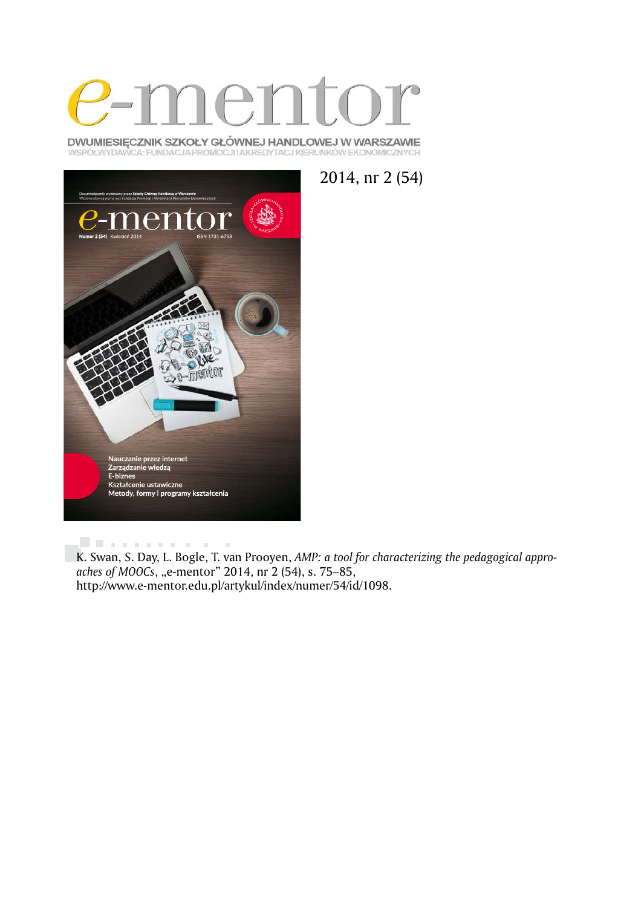# e-mentor

DWUMIESIĘCZNIK SZKOŁY GŁÓWNEJ HANDLOWEJ W WARSZAWIE
WSPÓŁWYDAWCA: FUNDACJA PROMOCJI I AKREDYTACJI KIERUNKÓW EKONOMICZNYCH

2014, nr 2 (54)

K. Swan, S. Day, L. Bogle, T. van Prooyen, *AMP: a tool for characterizing the pedagogical approaches of MOOCs*, „e-mentor" 2014, nr 2 (54), s. 75–85, http://www.e-mentor.edu.pl/artykul/index/numer/54/id/1098.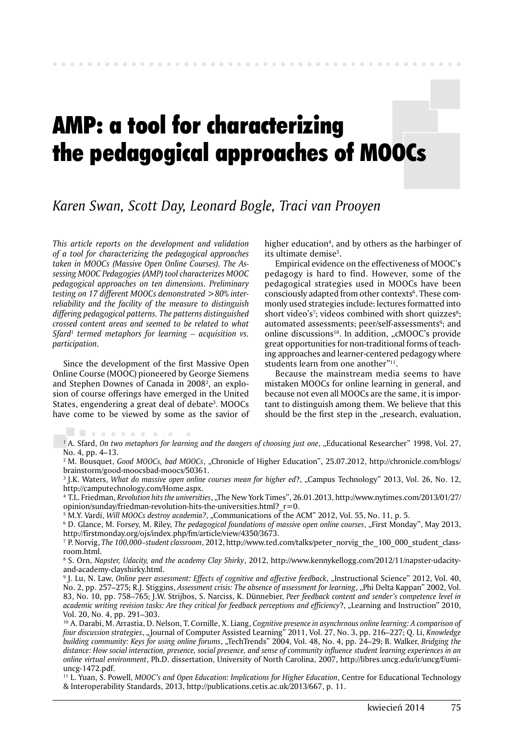# AMP: a tool for characterizing the pedagogical approaches of MOOCs

*Karen Swan, Scott Day, Leonard Bogle, Traci van Prooyen*

*This article reports on the development and validation of a tool for characterizing the pedagogical approaches taken in MOOCs (Massive Open Online Courses). The Assessing MOOC Pedagogies (AMP) tool characterizes MOOC pedagogical approaches on ten dimensions. Preliminary testing on 17 different MOOCs demonstrated >80% inter-reliability and the facility of the measure to distinguish differing pedagogical patterns. The patterns distinguished crossed content areas and seemed to be related to what Sfard[1] termed metaphors for learning – acquisition vs. participation.*

Since the development of the first Massive Open Online Course (MOOC) pioneered by George Siemens and Stephen Downes of Canada in 2008[2], an explosion of course offerings have emerged in the United States, engendering a great deal of debate[3]. MOOCs have come to be viewed by some as the savior of higher education[4], and by others as the harbinger of its ultimate demise[5].

Empirical evidence on the effectiveness of MOOC's pedagogy is hard to find. However, some of the pedagogical strategies used in MOOCs have been consciously adapted from other contexts[6]. These commonly used strategies include: lectures formatted into short video's[7]; videos combined with short quizzes[8]; automated assessments; peer/self-assessments[9]; and online discussions[10]. In addition, „cMOOC's provide great opportunities for non-traditional forms of teaching approaches and learner-centered pedagogy where students learn from one another"[11].

Because the mainstream media seems to have mistaken MOOCs for online learning in general, and because not even all MOOCs are the same, it is important to distinguish among them. We believe that this should be the first step in the „research, evaluation,

---

[1] A. Sfard, *On two metaphors for learning and the dangers of choosing just one*, „Educational Researcher" 1998, Vol. 27, No. 4, pp. 4–13.

[2] M. Bousquet, *Good MOOCs, bad MOOCs*, „Chronicle of Higher Education", 25.07.2012, http://chronicle.com/blogs/brainstorm/good-moocsbad-moocs/50361.

[3] J.K. Waters, *What do massive open online courses mean for higher ed*?, „Campus Technology" 2013, Vol. 26, No. 12, http://camputechnology.com/Home.aspx.

[4] T.L. Friedman, *Revolution hits the universities*, „The New York Times", 26.01.2013, http://www.nytimes.com/2013/01/27/opinion/sunday/friedman-revolution-hits-the-universities.html?_r=0.

[5] M.Y. Vardi, *Will MOOCs destroy academia*?, „Communications of the ACM" 2012, Vol. 55, No. 11, p. 5.

[6] D. Glance, M. Forsey, M. Riley, *The pedagogical foundations of massive open online courses*, „First Monday", May 2013, http://firstmonday.org/ojs/index.php/fm/article/view/4350/3673.

[7] P. Norvig, *The 100,000–student classroom*, 2012, http://www.ted.com/talks/peter_norvig_the_100_000_student_classroom.html.

[8] S. Orn, *Napster, Udacity, and the academy Clay Shirky*, 2012, http://www.kennykellogg.com/2012/11/napster-udacity-and-academy-clayshirky.html.

[9] J. Lu, N. Law, *Online peer assessment: Effects of cognitive and affective feedback*, „Instructional Science" 2012, Vol. 40, No. 2, pp. 257–275; R.J. Stiggins, *Assessment crisis: The absence of assessment for learning*, „Phi Delta Kappan" 2002, Vol. 83, No. 10, pp. 758–765; J.W. Strijbos, S. Narciss, K. Dünnebier, *Peer feedback content and sender's competence level in academic writing revision tasks: Are they critical for feedback perceptions and efficiency*?, „Learning and Instruction" 2010, Vol. 20, No. 4, pp. 291–303.

[10] A. Darabi, M. Arrastia, D. Nelson, T. Cornille, X. Liang, *Cognitive presence in asynchrnous online learning: A comparison of four discussion strategies*, „Journal of Computer Assisted Learning" 2011, Vol. 27, No. 3, pp. 216–227; Q. Li, *Knowledge building community: Keys for using online forums*, „TechTrends" 2004, Vol. 48, No. 4, pp. 24–29; B. Walker, *Bridging the distance: How social interaction, presence, social presence, and sense of community influence student learning experiences in an online virtual environment*, Ph.D. dissertation, University of North Carolina, 2007, http://libres.uncg.edu/ir/uncg/f/umi-uncg-1472.pdf.

[11] L. Yuan, S. Powell, *MOOC's and Open Education: Implications for Higher Education*, Centre for Educational Technology & Interoperability Standards, 2013, http://publications.cetis.ac.uk/2013/667, p. 11.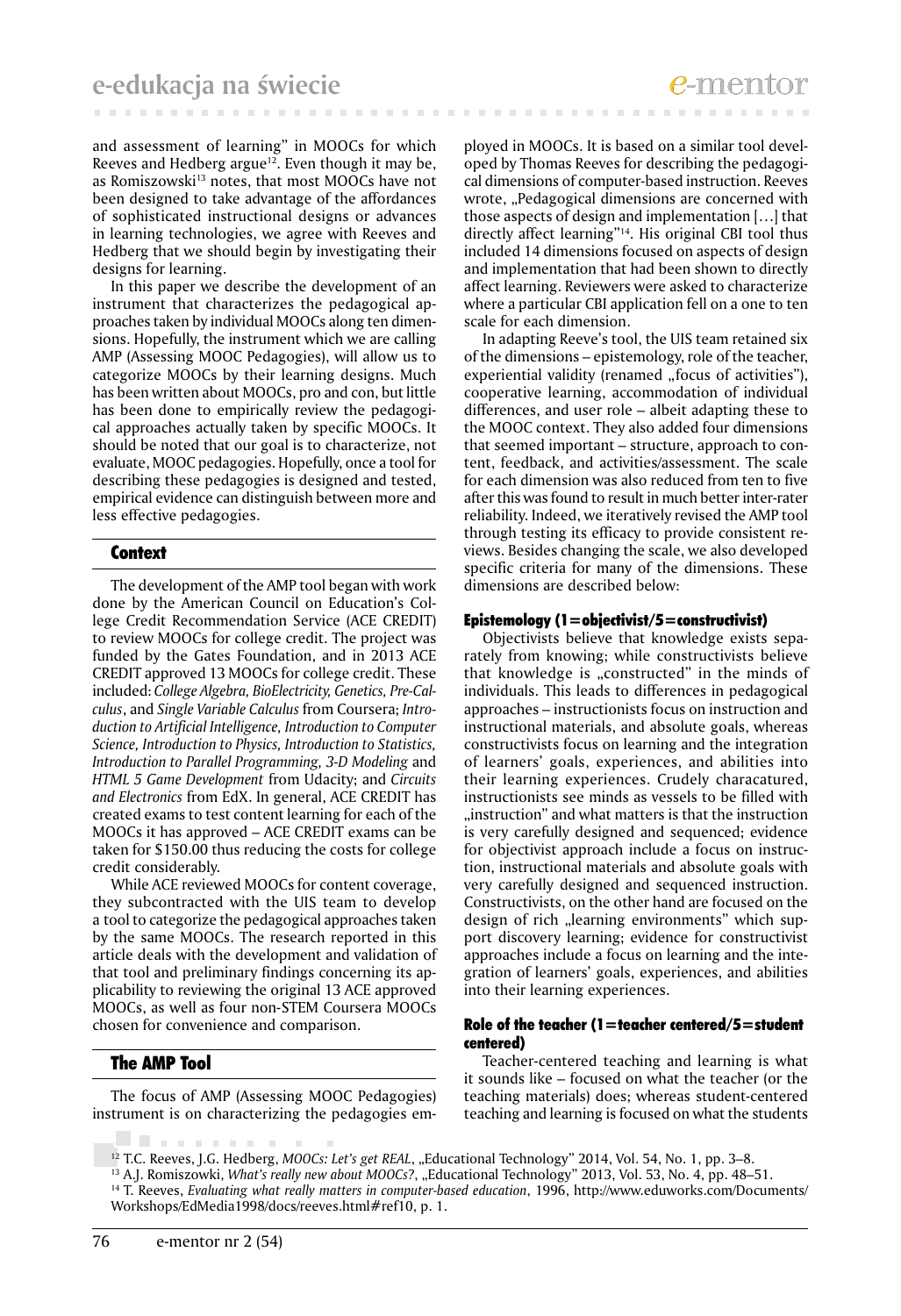and assessment of learning" in MOOCs for which Reeves and Hedberg argue[12]. Even though it may be, as Romiszowski[13] notes, that most MOOCs have not been designed to take advantage of the affordances of sophisticated instructional designs or advances in learning technologies, we agree with Reeves and Hedberg that we should begin by investigating their designs for learning.

In this paper we describe the development of an instrument that characterizes the pedagogical approaches taken by individual MOOCs along ten dimensions. Hopefully, the instrument which we are calling AMP (Assessing MOOC Pedagogies), will allow us to categorize MOOCs by their learning designs. Much has been written about MOOCs, pro and con, but little has been done to empirically review the pedagogical approaches actually taken by specific MOOCs. It should be noted that our goal is to characterize, not evaluate, MOOC pedagogies. Hopefully, once a tool for describing these pedagogies is designed and tested, empirical evidence can distinguish between more and less effective pedagogies.

## Context

The development of the AMP tool began with work done by the American Council on Education's College Credit Recommendation Service (ACE CREDIT) to review MOOCs for college credit. The project was funded by the Gates Foundation, and in 2013 ACE CREDIT approved 13 MOOCs for college credit. These included: *College Algebra, BioElectricity, Genetics, Pre-Calculus*, and *Single Variable Calculus* from Coursera; *Introduction to Artificial Intelligence, Introduction to Computer Science, Introduction to Physics, Introduction to Statistics, Introduction to Parallel Programming, 3-D Modeling* and *HTML 5 Game Development* from Udacity; and *Circuits and Electronics* from EdX. In general, ACE CREDIT has created exams to test content learning for each of the MOOCs it has approved – ACE CREDIT exams can be taken for $150.00 thus reducing the costs for college credit considerably.

While ACE reviewed MOOCs for content coverage, they subcontracted with the UIS team to develop a tool to categorize the pedagogical approaches taken by the same MOOCs. The research reported in this article deals with the development and validation of that tool and preliminary findings concerning its applicability to reviewing the original 13 ACE approved MOOCs, as well as four non-STEM Coursera MOOCs chosen for convenience and comparison.

## The AMP Tool

The focus of AMP (Assessing MOOC Pedagogies) instrument is on characterizing the pedagogies employed in MOOCs. It is based on a similar tool developed by Thomas Reeves for describing the pedagogical dimensions of computer-based instruction. Reeves wrote, „Pedagogical dimensions are concerned with those aspects of design and implementation […] that directly affect learning"[14]. His original CBI tool thus included 14 dimensions focused on aspects of design and implementation that had been shown to directly affect learning. Reviewers were asked to characterize where a particular CBI application fell on a one to ten scale for each dimension.

In adapting Reeve's tool, the UIS team retained six of the dimensions – epistemology, role of the teacher, experiential validity (renamed „focus of activities"), cooperative learning, accommodation of individual differences, and user role – albeit adapting these to the MOOC context. They also added four dimensions that seemed important – structure, approach to content, feedback, and activities/assessment. The scale for each dimension was also reduced from ten to five after this was found to result in much better inter-rater reliability. Indeed, we iteratively revised the AMP tool through testing its efficacy to provide consistent reviews. Besides changing the scale, we also developed specific criteria for many of the dimensions. These dimensions are described below:

### Epistemology (1=objectivist/5=constructivist)

Objectivists believe that knowledge exists separately from knowing; while constructivists believe that knowledge is „constructed" in the minds of individuals. This leads to differences in pedagogical approaches – instructionists focus on instruction and instructional materials, and absolute goals, whereas constructivists focus on learning and the integration of learners' goals, experiences, and abilities into their learning experiences. Crudely characatured, instructionists see minds as vessels to be filled with „instruction" and what matters is that the instruction is very carefully designed and sequenced; evidence for objectivist approach include a focus on instruction, instructional materials and absolute goals with very carefully designed and sequenced instruction. Constructivists, on the other hand are focused on the design of rich „learning environments" which support discovery learning; evidence for constructivist approaches include a focus on learning and the integration of learners' goals, experiences, and abilities into their learning experiences.

### Role of the teacher (1=teacher centered/5=student centered)

Teacher-centered teaching and learning is what it sounds like – focused on what the teacher (or the teaching materials) does; whereas student-centered teaching and learning is focused on what the students

---

[12] T.C. Reeves, J.G. Hedberg, *MOOCs: Let's get REAL*, „Educational Technology" 2014, Vol. 54, No. 1, pp. 3–8.

[13] A.J. Romiszowki, *What's really new about MOOCs?*, „Educational Technology" 2013, Vol. 53, No. 4, pp. 48–51.

[14] T. Reeves, *Evaluating what really matters in computer-based education*, 1996, http://www.eduworks.com/Documents/Workshops/EdMedia1998/docs/reeves.html#ref10, p. 1.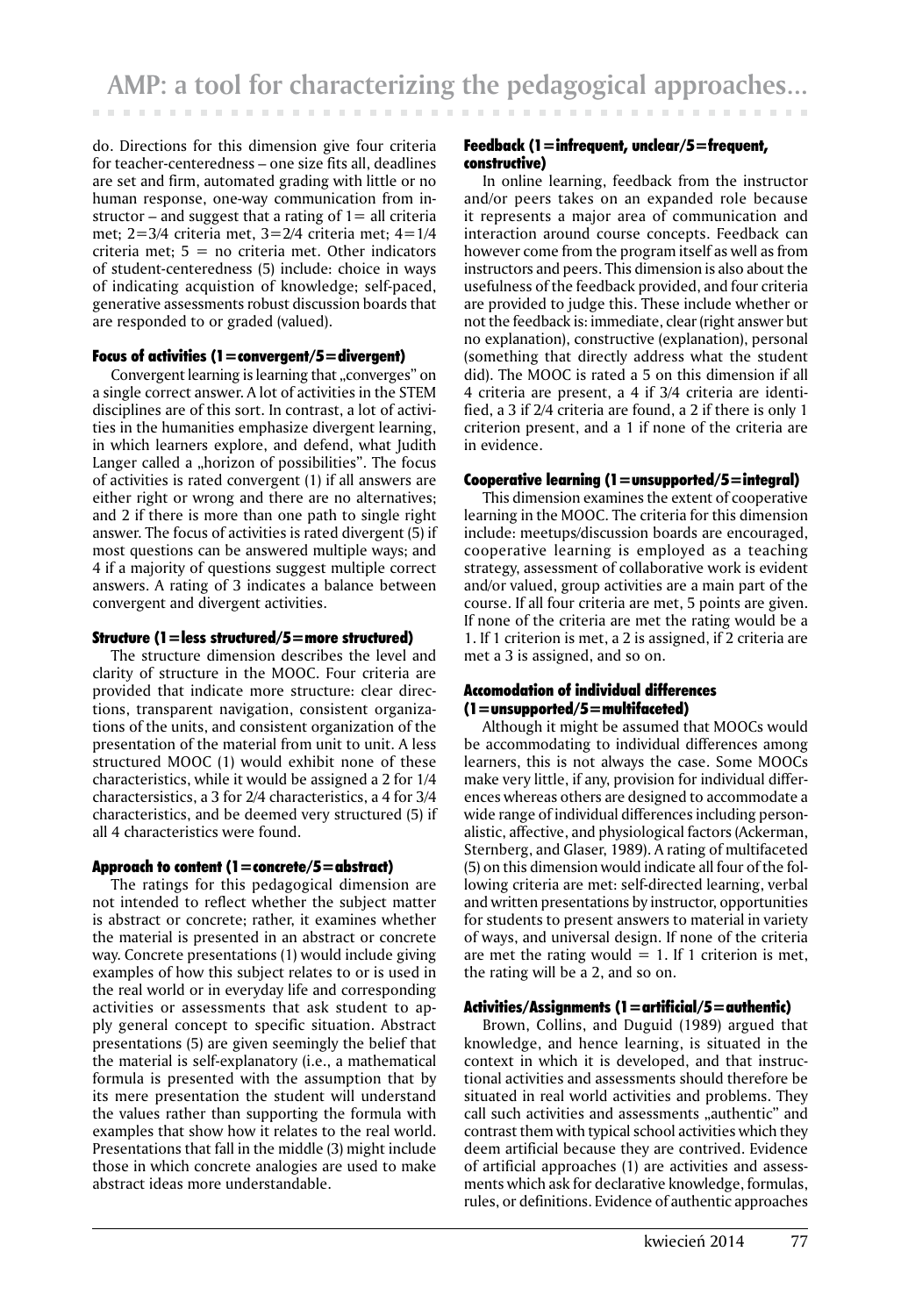do. Directions for this dimension give four criteria for teacher-centeredness – one size fits all, deadlines are set and firm, automated grading with little or no human response, one-way communication from instructor – and suggest that a rating of 1= all criteria met; 2=3/4 criteria met, 3=2/4 criteria met; 4=1/4 criteria met; 5 = no criteria met. Other indicators of student-centeredness (5) include: choice in ways of indicating acquistion of knowledge; self-paced, generative assessments robust discussion boards that are responded to or graded (valued).

#### Focus of activities (1=convergent/5=divergent)

Convergent learning is learning that „converges" on a single correct answer. A lot of activities in the STEM disciplines are of this sort. In contrast, a lot of activities in the humanities emphasize divergent learning, in which learners explore, and defend, what Judith Langer called a „horizon of possibilities". The focus of activities is rated convergent (1) if all answers are either right or wrong and there are no alternatives; and 2 if there is more than one path to single right answer. The focus of activities is rated divergent (5) if most questions can be answered multiple ways; and 4 if a majority of questions suggest multiple correct answers. A rating of 3 indicates a balance between convergent and divergent activities.

#### Structure (1=less structured/5=more structured)

The structure dimension describes the level and clarity of structure in the MOOC. Four criteria are provided that indicate more structure: clear directions, transparent navigation, consistent organizations of the units, and consistent organization of the presentation of the material from unit to unit. A less structured MOOC (1) would exhibit none of these characteristics, while it would be assigned a 2 for 1/4 charactersistics, a 3 for 2/4 characteristics, a 4 for 3/4 characteristics, and be deemed very structured (5) if all 4 characteristics were found.

#### Approach to content (1=concrete/5=abstract)

The ratings for this pedagogical dimension are not intended to reflect whether the subject matter is abstract or concrete; rather, it examines whether the material is presented in an abstract or concrete way. Concrete presentations (1) would include giving examples of how this subject relates to or is used in the real world or in everyday life and corresponding activities or assessments that ask student to apply general concept to specific situation. Abstract presentations (5) are given seemingly the belief that the material is self-explanatory (i.e., a mathematical formula is presented with the assumption that by its mere presentation the student will understand the values rather than supporting the formula with examples that show how it relates to the real world. Presentations that fall in the middle (3) might include those in which concrete analogies are used to make abstract ideas more understandable.

#### Feedback (1=infrequent, unclear/5=frequent, constructive)

In online learning, feedback from the instructor and/or peers takes on an expanded role because it represents a major area of communication and interaction around course concepts. Feedback can however come from the program itself as well as from instructors and peers. This dimension is also about the usefulness of the feedback provided, and four criteria are provided to judge this. These include whether or not the feedback is: immediate, clear (right answer but no explanation), constructive (explanation), personal (something that directly address what the student did). The MOOC is rated a 5 on this dimension if all 4 criteria are present, a 4 if 3/4 criteria are identified, a 3 if 2/4 criteria are found, a 2 if there is only 1 criterion present, and a 1 if none of the criteria are in evidence.

#### Cooperative learning (1=unsupported/5=integral)

This dimension examines the extent of cooperative learning in the MOOC. The criteria for this dimension include: meetups/discussion boards are encouraged, cooperative learning is employed as a teaching strategy, assessment of collaborative work is evident and/or valued, group activities are a main part of the course. If all four criteria are met, 5 points are given. If none of the criteria are met the rating would be a 1. If 1 criterion is met, a 2 is assigned, if 2 criteria are met a 3 is assigned, and so on.

#### Accomodation of individual differences (1=unsupported/5=multifaceted)

Although it might be assumed that MOOCs would be accommodating to individual differences among learners, this is not always the case. Some MOOCs make very little, if any, provision for individual differences whereas others are designed to accommodate a wide range of individual differences including personalistic, affective, and physiological factors (Ackerman, Sternberg, and Glaser, 1989). A rating of multifaceted (5) on this dimension would indicate all four of the following criteria are met: self-directed learning, verbal and written presentations by instructor, opportunities for students to present answers to material in variety of ways, and universal design. If none of the criteria are met the rating would = 1. If 1 criterion is met, the rating will be a 2, and so on.

#### Activities/Assignments (1=artificial/5=authentic)

Brown, Collins, and Duguid (1989) argued that knowledge, and hence learning, is situated in the context in which it is developed, and that instructional activities and assessments should therefore be situated in real world activities and problems. They call such activities and assessments „authentic" and contrast them with typical school activities which they deem artificial because they are contrived. Evidence of artificial approaches (1) are activities and assessments which ask for declarative knowledge, formulas, rules, or definitions. Evidence of authentic approaches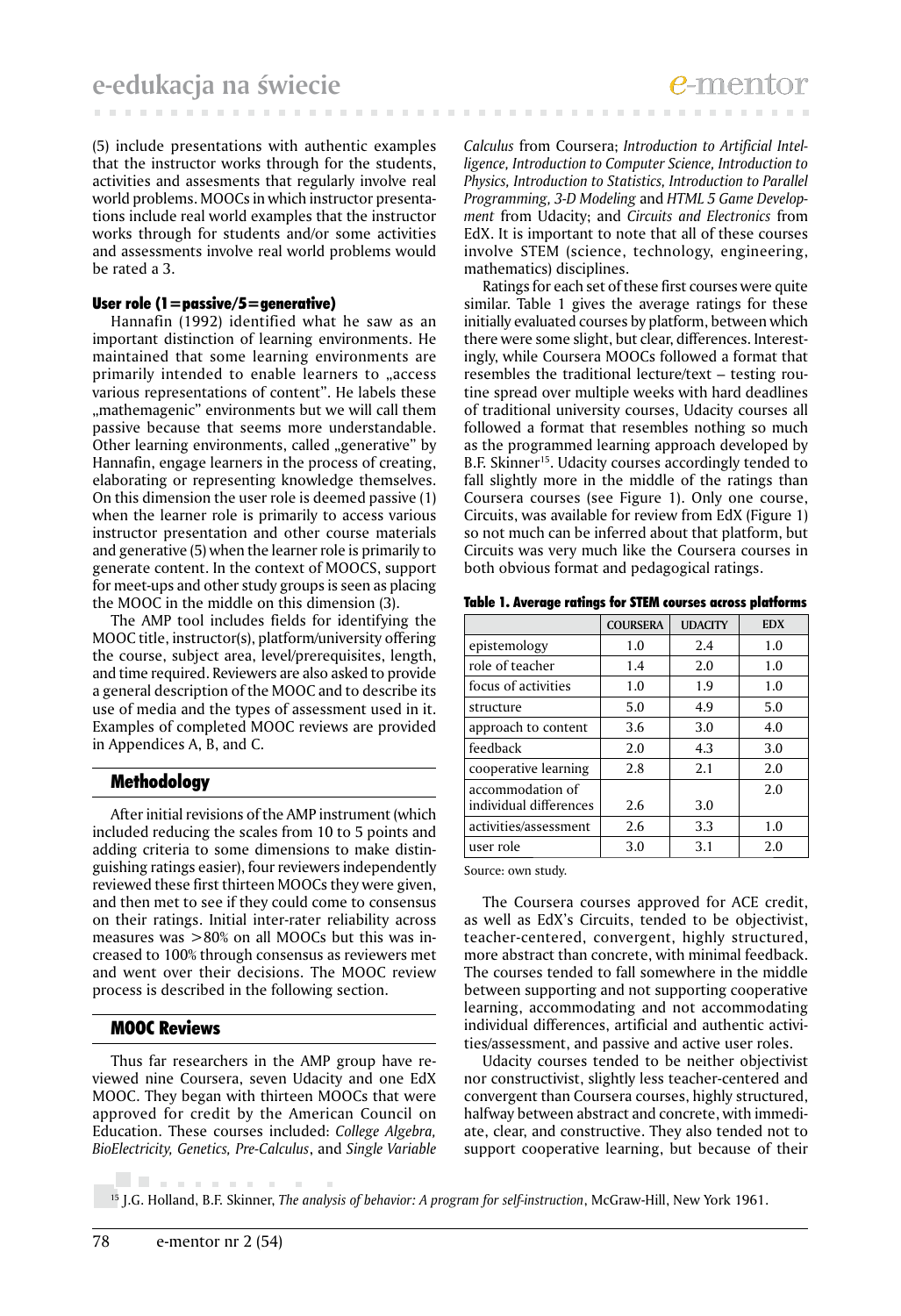(5) include presentations with authentic examples that the instructor works through for the students, activities and assesments that regularly involve real world problems. MOOCs in which instructor presentations include real world examples that the instructor works through for students and/or some activities and assessments involve real world problems would be rated a 3.

#### User role (1=passive/5=generative)

Hannafin (1992) identified what he saw as an important distinction of learning environments. He maintained that some learning environments are primarily intended to enable learners to „access various representations of content". He labels these „mathemagenic" environments but we will call them passive because that seems more understandable. Other learning environments, called „generative" by Hannafin, engage learners in the process of creating, elaborating or representing knowledge themselves. On this dimension the user role is deemed passive (1) when the learner role is primarily to access various instructor presentation and other course materials and generative (5) when the learner role is primarily to generate content. In the context of MOOCS, support for meet-ups and other study groups is seen as placing the MOOC in the middle on this dimension (3).

The AMP tool includes fields for identifying the MOOC title, instructor(s), platform/university offering the course, subject area, level/prerequisites, length, and time required. Reviewers are also asked to provide a general description of the MOOC and to describe its use of media and the types of assessment used in it. Examples of completed MOOC reviews are provided in Appendices A, B, and C.

## Methodology

After initial revisions of the AMP instrument (which included reducing the scales from 10 to 5 points and adding criteria to some dimensions to make distinguishing ratings easier), four reviewers independently reviewed these first thirteen MOOCs they were given, and then met to see if they could come to consensus on their ratings. Initial inter-rater reliability across measures was >80% on all MOOCs but this was increased to 100% through consensus as reviewers met and went over their decisions. The MOOC review process is described in the following section.

## MOOC Reviews

Thus far researchers in the AMP group have reviewed nine Coursera, seven Udacity and one EdX MOOC. They began with thirteen MOOCs that were approved for credit by the American Council on Education. These courses included: *College Algebra, BioElectricity, Genetics, Pre-Calculus*, and *Single Variable Calculus* from Coursera; *Introduction to Artificial Intelligence, Introduction to Computer Science, Introduction to Physics, Introduction to Statistics, Introduction to Parallel Programming, 3-D Modeling* and *HTML 5 Game Development* from Udacity; and *Circuits and Electronics* from EdX. It is important to note that all of these courses involve STEM (science, technology, engineering, mathematics) disciplines.

Ratings for each set of these first courses were quite similar. Table 1 gives the average ratings for these initially evaluated courses by platform, between which there were some slight, but clear, differences. Interestingly, while Coursera MOOCs followed a format that resembles the traditional lecture/text – testing routine spread over multiple weeks with hard deadlines of traditional university courses, Udacity courses all followed a format that resembles nothing so much as the programmed learning approach developed by B.F. Skinner[15]. Udacity courses accordingly tended to fall slightly more in the middle of the ratings than Coursera courses (see Figure 1). Only one course, Circuits, was available for review from EdX (Figure 1) so not much can be inferred about that platform, but Circuits was very much like the Coursera courses in both obvious format and pedagogical ratings.

**Table 1. Average ratings for STEM courses across platforms**

| | COURSERA | UDACITY | EDX |
|---|---|---|---|
| epistemology | 1.0 | 2.4 | 1.0 |
| role of teacher | 1.4 | 2.0 | 1.0 |
| focus of activities | 1.0 | 1.9 | 1.0 |
| structure | 5.0 | 4.9 | 5.0 |
| approach to content | 3.6 | 3.0 | 4.0 |
| feedback | 2.0 | 4.3 | 3.0 |
| cooperative learning | 2.8 | 2.1 | 2.0 |
| accommodation of individual differences | 2.6 | 3.0 | 2.0 |
| activities/assessment | 2.6 | 3.3 | 1.0 |
| user role | 3.0 | 3.1 | 2.0 |

Source: own study.

The Coursera courses approved for ACE credit, as well as EdX's Circuits, tended to be objectivist, teacher-centered, convergent, highly structured, more abstract than concrete, with minimal feedback. The courses tended to fall somewhere in the middle between supporting and not supporting cooperative learning, accommodating and not accommodating individual differences, artificial and authentic activities/assessment, and passive and active user roles.

Udacity courses tended to be neither objectivist nor constructivist, slightly less teacher-centered and convergent than Coursera courses, highly structured, halfway between abstract and concrete, with immediate, clear, and constructive. They also tended not to support cooperative learning, but because of their

[15] J.G. Holland, B.F. Skinner, *The analysis of behavior: A program for self-instruction*, McGraw-Hill, New York 1961.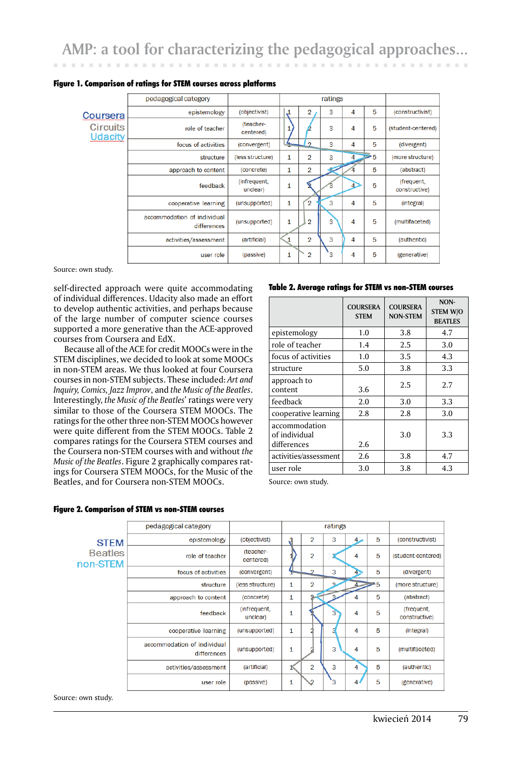**Figure 1. Comparison of ratings for STEM courses across platforms**

| pedagogical category | | ratings | | | | | |
|---|---|---|---|---|---|---|---|
| epistemology | (objectivist) | 1 | 2 | 3 | 4 | 5 | (constructivist) |
| role of teacher | (teacher-centered) | 1 | 2 | 3 | 4 | 5 | (student-centered) |
| focus of activities | (convergent) | 1 | 2 | 3 | 4 | 5 | (divergent) |
| structure | (less structure) | 1 | 2 | 3 | 4 | 5 | (more structure) |
| approach to content | (concrete) | 1 | 2 | 3 | 4 | 5 | (abstract) |
| feedback | (infrequent, unclear) | 1 | 2 | 3 | 4 | 5 | (frequent, constructive) |
| cooperative learning | (unsupported) | 1 | 2 | 3 | 4 | 5 | (integral) |
| accommodation of individual differences | (unsupported) | 1 | 2 | 3 | 4 | 5 | (multifaceted) |
| activities/assessment | (artificial) | 1 | 2 | 3 | 4 | 5 | (authentic) |
| user role | (passive) | 1 | 2 | 3 | 4 | 5 | (generative) |

Legend: Coursera, Circuits, Udacity

Source: own study.

self-directed approach were quite accommodating of individual differences. Udacity also made an effort to develop authentic activities, and perhaps because of the large number of computer science courses supported a more generative than the ACE-approved courses from Coursera and EdX.

Because all of the ACE for credit MOOCs were in the STEM disciplines, we decided to look at some MOOCs in non-STEM areas. We thus looked at four Coursera courses in non-STEM subjects. These included: *Art and Inquiry*, *Comics*, *Jazz Improv*, and *the Music of the Beatles*. Interestingly, *the Music of the Beatles*' ratings were very similar to those of the Coursera STEM MOOCs. The ratings for the other three non-STEM MOOCs however were quite different from the STEM MOOCs. Table 2 compares ratings for the Coursera STEM courses and the Coursera non-STEM courses with and without *the Music of the Beatles*. Figure 2 graphically compares ratings for Coursera STEM MOOCs, for the Music of the Beatles, and for Coursera non-STEM MOOCs.

**Table 2. Average ratings for STEM vs non-STEM courses**

| | COURSERA STEM | COURSERA NON-STEM | NON-STEM W/O BEATLES |
|---|---|---|---|
| epistemology | 1.0 | 3.8 | 4.7 |
| role of teacher | 1.4 | 2.5 | 3.0 |
| focus of activities | 1.0 | 3.5 | 4.3 |
| structure | 5.0 | 3.8 | 3.3 |
| approach to content | 3.6 | 2.5 | 2.7 |
| feedback | 2.0 | 3.0 | 3.3 |
| cooperative learning | 2.8 | 2.8 | 3.0 |
| accommodation of individual differences | 2.6 | 3.0 | 3.3 |
| activities/assessment | 2.6 | 3.8 | 4.7 |
| user role | 3.0 | 3.8 | 4.3 |

Source: own study.

**Figure 2. Comparison of STEM vs non-STEM courses**

| pedagogical category | | ratings | | | | | |
|---|---|---|---|---|---|---|---|
| epistemology | (objectivist) | 1 | 2 | 3 | 4 | 5 | (constructivist) |
| role of teacher | (teacher-centered) | 1 | 2 | 3 | 4 | 5 | (student-centered) |
| focus of activities | (convergent) | 1 | 2 | 3 | 4 | 5 | (divergent) |
| structure | (less structure) | 1 | 2 | 3 | 4 | 5 | (more structure) |
| approach to content | (concrete) | 1 | 2 | 3 | 4 | 5 | (abstract) |
| feedback | (infrequent, unclear) | 1 | 2 | 3 | 4 | 5 | (frequent, constructive) |
| cooperative learning | (unsupported) | 1 | 2 | 3 | 4 | 5 | (integral) |
| accommodation of individual differences | (unsupported) | 1 | 2 | 3 | 4 | 5 | (multifaceted) |
| activities/assessment | (artificial) | 1 | 2 | 3 | 4 | 5 | (authentic) |
| user role | (passive) | 1 | 2 | 3 | 4 | 5 | (generative) |

Legend: STEM, Beatles, non-STEM

Source: own study.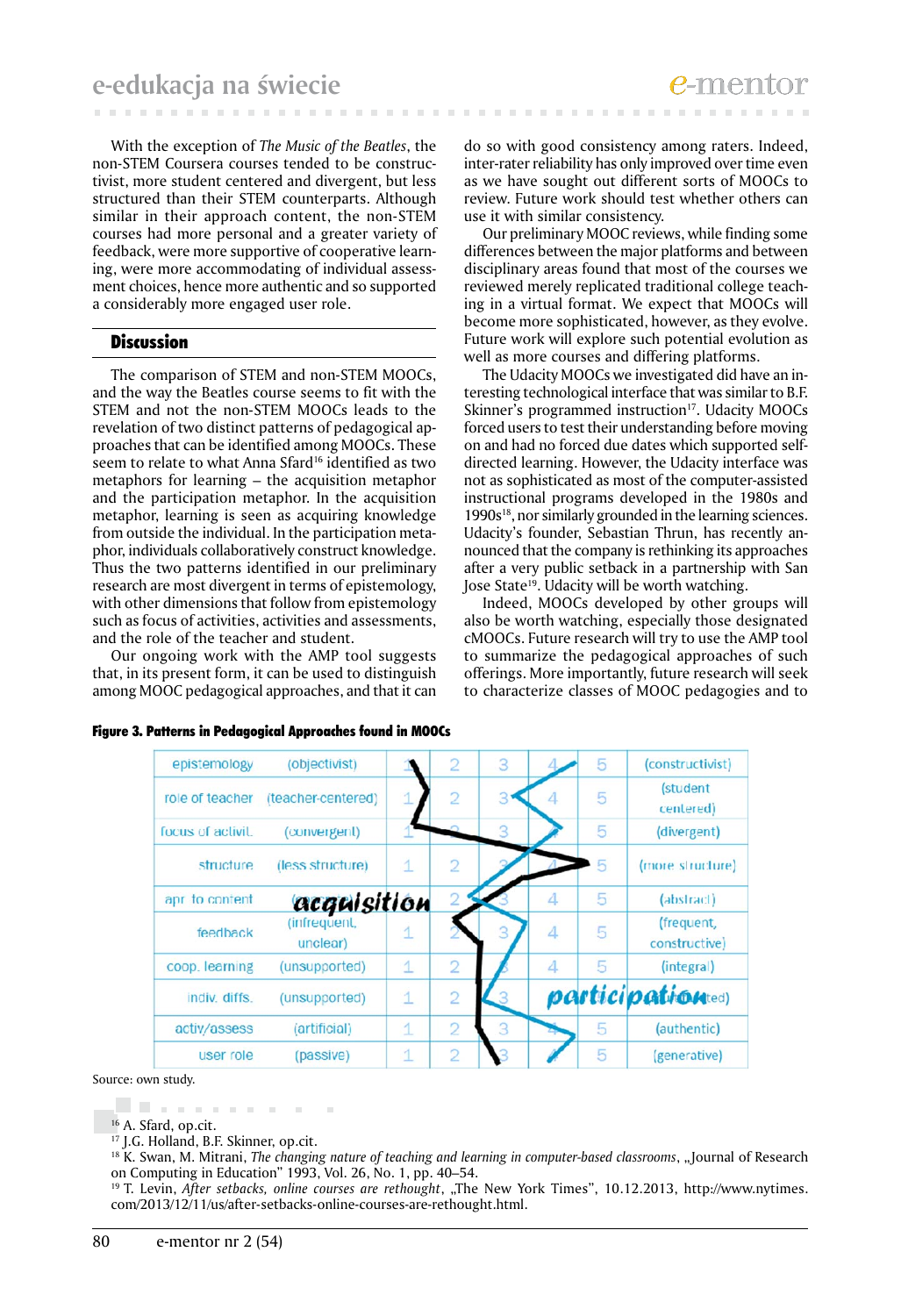With the exception of *The Music of the Beatles*, the non-STEM Coursera courses tended to be constructivist, more student centered and divergent, but less structured than their STEM counterparts. Although similar in their approach content, the non-STEM courses had more personal and a greater variety of feedback, were more supportive of cooperative learning, were more accommodating of individual assessment choices, hence more authentic and so supported a considerably more engaged user role.

## Discussion

The comparison of STEM and non-STEM MOOCs, and the way the Beatles course seems to fit with the STEM and not the non-STEM MOOCs leads to the revelation of two distinct patterns of pedagogical approaches that can be identified among MOOCs. These seem to relate to what Anna Sfard[16] identified as two metaphors for learning – the acquisition metaphor and the participation metaphor. In the acquisition metaphor, learning is seen as acquiring knowledge from outside the individual. In the participation metaphor, individuals collaboratively construct knowledge. Thus the two patterns identified in our preliminary research are most divergent in terms of epistemology, with other dimensions that follow from epistemology such as focus of activities, activities and assessments, and the role of the teacher and student.

Our ongoing work with the AMP tool suggests that, in its present form, it can be used to distinguish among MOOC pedagogical approaches, and that it can do so with good consistency among raters. Indeed, inter-rater reliability has only improved over time even as we have sought out different sorts of MOOCs to review. Future work should test whether others can use it with similar consistency.

Our preliminary MOOC reviews, while finding some differences between the major platforms and between disciplinary areas found that most of the courses we reviewed merely replicated traditional college teaching in a virtual format. We expect that MOOCs will become more sophisticated, however, as they evolve. Future work will explore such potential evolution as well as more courses and differing platforms.

The Udacity MOOCs we investigated did have an interesting technological interface that was similar to B.F. Skinner's programmed instruction[17]. Udacity MOOCs forced users to test their understanding before moving on and had no forced due dates which supported self-directed learning. However, the Udacity interface was not as sophisticated as most of the computer-assisted instructional programs developed in the 1980s and 1990s[18], nor similarly grounded in the learning sciences. Udacity's founder, Sebastian Thrun, has recently announced that the company is rethinking its approaches after a very public setback in a partnership with San Jose State[19]. Udacity will be worth watching.

Indeed, MOOCs developed by other groups will also be worth watching, especially those designated cMOOCs. Future research will try to use the AMP tool to summarize the pedagogical approaches of such offerings. More importantly, future research will seek to characterize classes of MOOC pedagogies and to

**Figure 3. Patterns in Pedagogical Approaches found in MOOCs**

| | | | | | | | |
|---|---|---|---|---|---|---|---|
| epistemology | (objectivist) | 1 | 2 | 3 | 4 | 5 | (constructivist) |
| role of teacher | (teacher-centered) | 1 | 2 | 3 | 4 | 5 | (student centered) |
| focus of activit. | (convergent) | 1 | 2 | 3 | 4 | 5 | (divergent) |
| structure | (less structure) | 1 | 2 | 3 | 4 | 5 | (more structure) |
| apr. to content | (concrete) | 1 | 2 | 3 | 4 | 5 | (abstract) |
| feedback | (infrequent, unclear) | 1 | 2 | 3 | 4 | 5 | (frequent, constructive) |
| coop. learning | (unsupported) | 1 | 2 | 3 | 4 | 5 | (integral) |
| indiv. diffs. | (unsupported) | 1 | 2 | 3 | 4 | 5 | (supported) |
| activ/assess | (artificial) | 1 | 2 | 3 | 4 | 5 | (authentic) |
| user role | (passive) | 1 | 2 | 3 | 4 | 5 | (generative) |

acquisition / participation

Source: own study.

[16] A. Sfard, op.cit.

[17] J.G. Holland, B.F. Skinner, op.cit.

[18] K. Swan, M. Mitrani, *The changing nature of teaching and learning in computer-based classrooms*, „Journal of Research on Computing in Education" 1993, Vol. 26, No. 1, pp. 40–54.

[19] T. Levin, *After setbacks, online courses are rethought*, „The New York Times", 10.12.2013, http://www.nytimes.com/2013/12/11/us/after-setbacks-online-courses-are-rethought.html.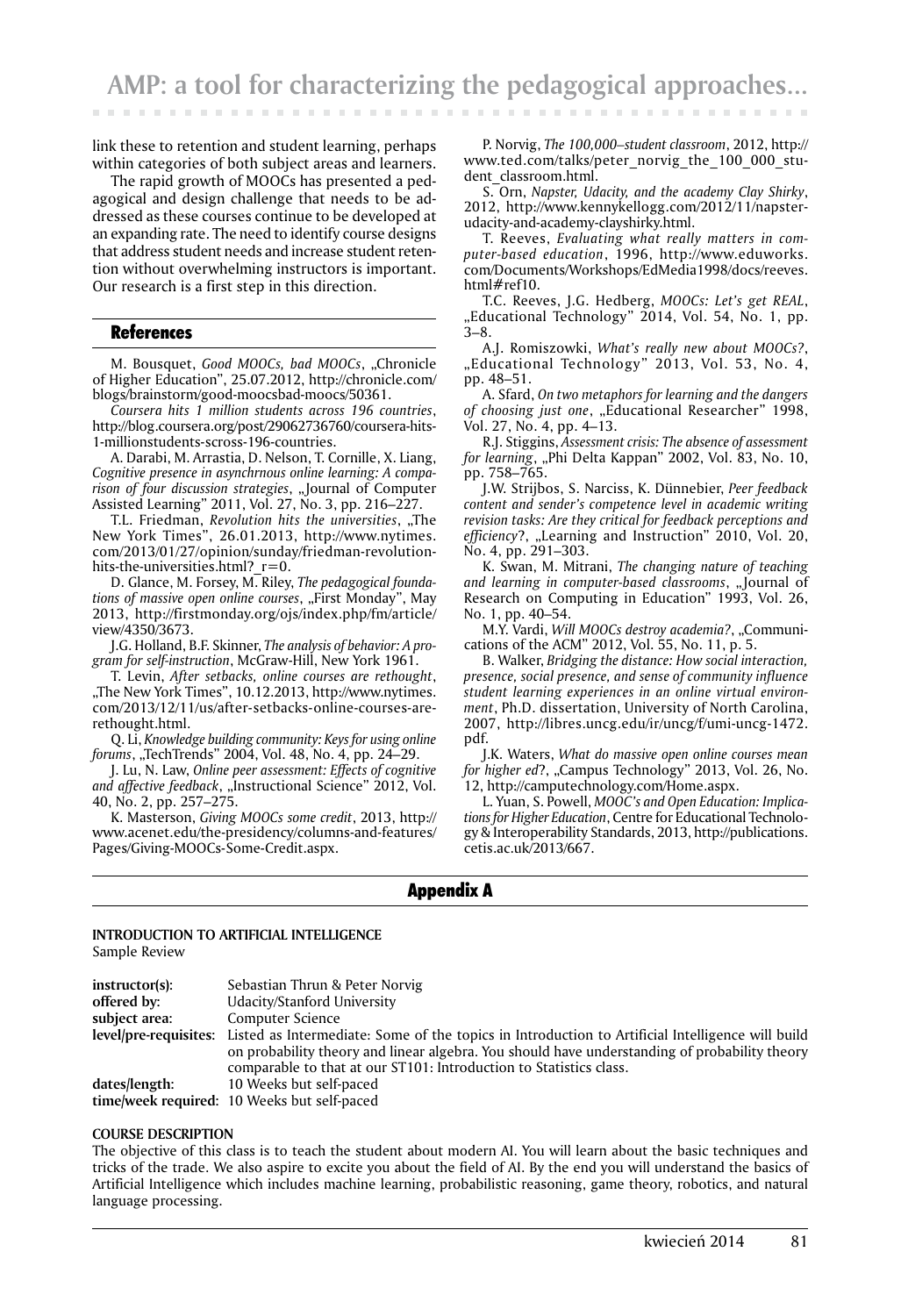link these to retention and student learning, perhaps within categories of both subject areas and learners.

The rapid growth of MOOCs has presented a pedagogical and design challenge that needs to be addressed as these courses continue to be developed at an expanding rate. The need to identify course designs that address student needs and increase student retention without overwhelming instructors is important. Our research is a first step in this direction.

## References

M. Bousquet, *Good MOOCs, bad MOOCs*, „Chronicle of Higher Education", 25.07.2012, http://chronicle.com/blogs/brainstorm/good-moocsbad-moocs/50361.

*Coursera hits 1 million students across 196 countries*, http://blog.coursera.org/post/29062736760/coursera-hits-1-millionstudents-scross-196-countries.

A. Darabi, M. Arrastia, D. Nelson, T. Cornille, X. Liang, *Cognitive presence in asynchrnous online learning: A comparison of four discussion strategies*, „Journal of Computer Assisted Learning" 2011, Vol. 27, No. 3, pp. 216–227.

T.L. Friedman, *Revolution hits the universities*, „The New York Times", 26.01.2013, http://www.nytimes.com/2013/01/27/opinion/sunday/friedman-revolution-hits-the-universities.html?_r=0.

D. Glance, M. Forsey, M. Riley, *The pedagogical foundations of massive open online courses*, „First Monday", May 2013, http://firstmonday.org/ojs/index.php/fm/article/view/4350/3673.

J.G. Holland, B.F. Skinner, *The analysis of behavior: A program for self-instruction*, McGraw-Hill, New York 1961.

T. Levin, *After setbacks, online courses are rethought*, „The New York Times", 10.12.2013, http://www.nytimes.com/2013/12/11/us/after-setbacks-online-courses-are-rethought.html.

Q. Li, *Knowledge building community: Keys for using online forums*, „TechTrends" 2004, Vol. 48, No. 4, pp. 24–29.

J. Lu, N. Law, *Online peer assessment: Effects of cognitive and affective feedback*, „Instructional Science" 2012, Vol. 40, No. 2, pp. 257–275.

K. Masterson, *Giving MOOCs some credit*, 2013, http://www.acenet.edu/the-presidency/columns-and-features/Pages/Giving-MOOCs-Some-Credit.aspx.

P. Norvig, *The 100,000–student classroom*, 2012, http://www.ted.com/talks/peter_norvig_the_100_000_student_classroom.html.

S. Orn, *Napster, Udacity, and the academy Clay Shirky*, 2012, http://www.kennykellogg.com/2012/11/napster-udacity-and-academy-clayshirky.html.

T. Reeves, *Evaluating what really matters in computer-based education*, 1996, http://www.eduworks.com/Documents/Workshops/EdMedia1998/docs/reeves.html#ref10.

T.C. Reeves, J.G. Hedberg, *MOOCs: Let's get REAL*, „Educational Technology" 2014, Vol. 54, No. 1, pp. 3–8.

A.J. Romiszowki, *What's really new about MOOCs?*, „Educational Technology" 2013, Vol. 53, No. 4, pp. 48–51.

A. Sfard, *On two metaphors for learning and the dangers of choosing just one*, „Educational Researcher" 1998, Vol. 27, No. 4, pp. 4–13.

R.J. Stiggins, *Assessment crisis: The absence of assessment for learning*, „Phi Delta Kappan" 2002, Vol. 83, No. 10, pp. 758–765.

J.W. Strijbos, S. Narciss, K. Dünnebier, *Peer feedback content and sender's competence level in academic writing revision tasks: Are they critical for feedback perceptions and efficiency*?, „Learning and Instruction" 2010, Vol. 20, No. 4, pp. 291–303.

K. Swan, M. Mitrani, *The changing nature of teaching and learning in computer-based classrooms*, „Journal of Research on Computing in Education" 1993, Vol. 26, No. 1, pp. 40–54.

M.Y. Vardi, *Will MOOCs destroy academia?*, „Communications of the ACM" 2012, Vol. 55, No. 11, p. 5.

B. Walker, *Bridging the distance: How social interaction, presence, social presence, and sense of community influence student learning experiences in an online virtual environment*, Ph.D. dissertation, University of North Carolina, 2007, http://libres.uncg.edu/ir/uncg/f/umi-uncg-1472.pdf.

J.K. Waters, *What do massive open online courses mean for higher ed*?, „Campus Technology" 2013, Vol. 26, No. 12, http://camputechnology.com/Home.aspx.

L. Yuan, S. Powell, *MOOC's and Open Education: Implications for Higher Education*, Centre for Educational Technology & Interoperability Standards, 2013, http://publications.cetis.ac.uk/2013/667.

## Appendix A

**INTRODUCTION TO ARTIFICIAL INTELLIGENCE**
Sample Review

**instructor(s):** Sebastian Thrun & Peter Norvig
**offered by:** Udacity/Stanford University
**subject area:** Computer Science
**level/pre-requisites:** Listed as Intermediate: Some of the topics in Introduction to Artificial Intelligence will build on probability theory and linear algebra. You should have understanding of probability theory comparable to that at our ST101: Introduction to Statistics class.
**dates/length:** 10 Weeks but self-paced
**time/week required:** 10 Weeks but self-paced

**COURSE DESCRIPTION**
The objective of this class is to teach the student about modern AI. You will learn about the basic techniques and tricks of the trade. We also aspire to excite you about the field of AI. By the end you will understand the basics of Artificial Intelligence which includes machine learning, probabilistic reasoning, game theory, robotics, and natural language processing.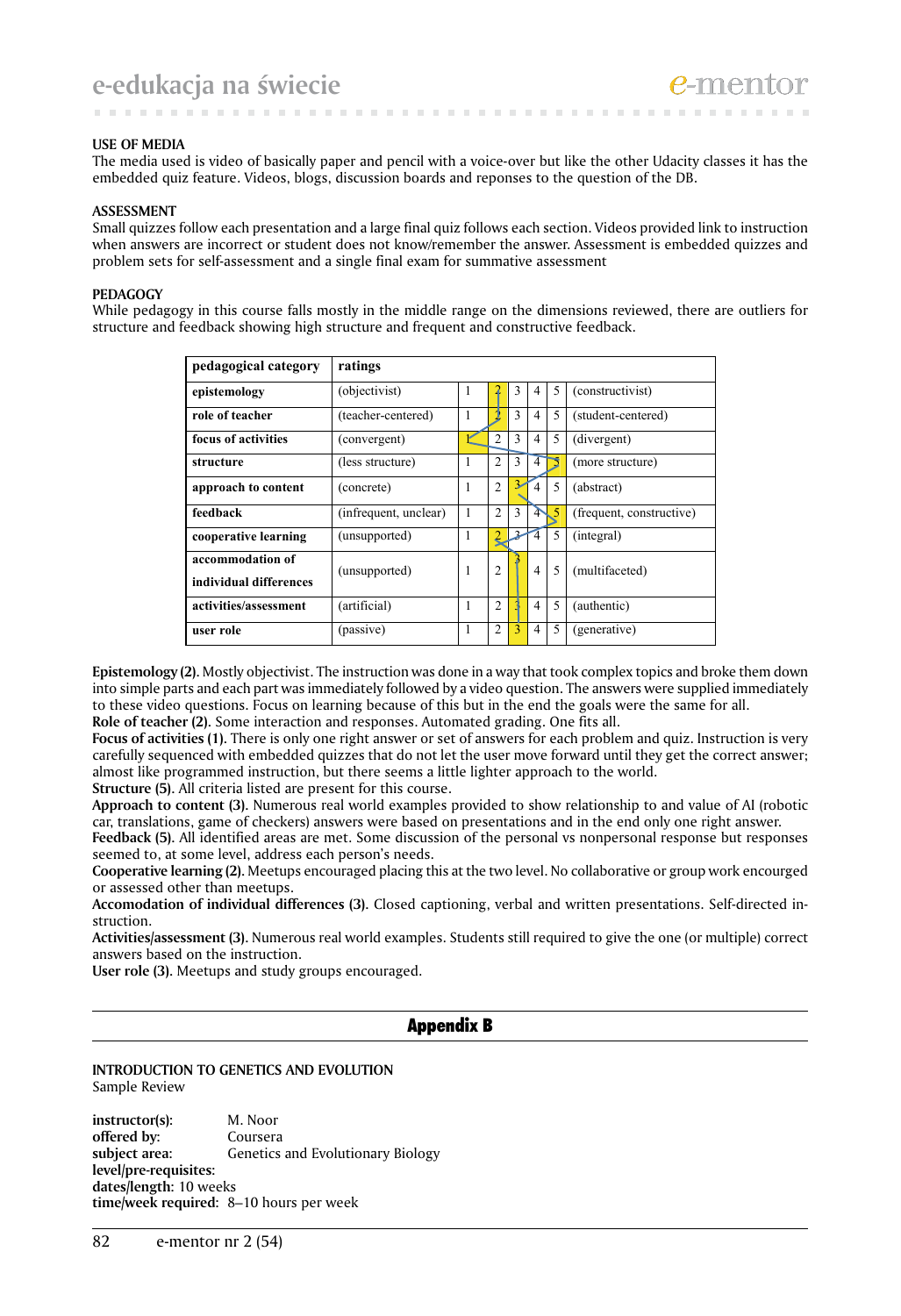**USE OF MEDIA**
The media used is video of basically paper and pencil with a voice-over but like the other Udacity classes it has the embedded quiz feature. Videos, blogs, discussion boards and reponses to the question of the DB.

**ASSESSMENT**
Small quizzes follow each presentation and a large final quiz follows each section. Videos provided link to instruction when answers are incorrect or student does not know/remember the answer. Assessment is embedded quizzes and problem sets for self-assessment and a single final exam for summative assessment

**PEDAGOGY**
While pedagogy in this course falls mostly in the middle range on the dimensions reviewed, there are outliers for structure and feedback showing high structure and frequent and constructive feedback.

| pedagogical category | ratings | | | | | | |
|---|---|---|---|---|---|---|---|
| epistemology | (objectivist) | 1 | 2 | 3 | 4 | 5 | (constructivist) |
| role of teacher | (teacher-centered) | 1 | 2 | 3 | 4 | 5 | (student-centered) |
| focus of activities | (convergent) | 1 | 2 | 3 | 4 | 5 | (divergent) |
| structure | (less structure) | 1 | 2 | 3 | 4 | 5 | (more structure) |
| approach to content | (concrete) | 1 | 2 | 3 | 4 | 5 | (abstract) |
| feedback | (infrequent, unclear) | 1 | 2 | 3 | 4 | 5 | (frequent, constructive) |
| cooperative learning | (unsupported) | 1 | 2 | 3 | 4 | 5 | (integral) |
| accommodation of individual differences | (unsupported) | 1 | 2 | 3 | 4 | 5 | (multifaceted) |
| activities/assessment | (artificial) | 1 | 2 | 3 | 4 | 5 | (authentic) |
| user role | (passive) | 1 | 2 | 3 | 4 | 5 | (generative) |

**Epistemology (2).** Mostly objectivist. The instruction was done in a way that took complex topics and broke them down into simple parts and each part was immediately followed by a video question. The answers were supplied immediately to these video questions. Focus on learning because of this but in the end the goals were the same for all.
**Role of teacher (2).** Some interaction and responses. Automated grading. One fits all.
**Focus of activities (1).** There is only one right answer or set of answers for each problem and quiz. Instruction is very carefully sequenced with embedded quizzes that do not let the user move forward until they get the correct answer; almost like programmed instruction, but there seems a little lighter approach to the world.
**Structure (5).** All criteria listed are present for this course.
**Approach to content (3).** Numerous real world examples provided to show relationship to and value of AI (robotic car, translations, game of checkers) answers were based on presentations and in the end only one right answer.
**Feedback (5).** All identified areas are met. Some discussion of the personal vs nonpersonal response but responses seemed to, at some level, address each person's needs.
**Cooperative learning (2).** Meetups encouraged placing this at the two level. No collaborative or group work encourged or assessed other than meetups.
**Accomodation of individual differences (3).** Closed captioning, verbal and written presentations. Self-directed instruction.
**Activities/assessment (3).** Numerous real world examples. Students still required to give the one (or multiple) correct answers based on the instruction.
**User role (3).** Meetups and study groups encouraged.

## Appendix B

**INTRODUCTION TO GENETICS AND EVOLUTION**
Sample Review

**instructor(s):** M. Noor
**offered by:** Coursera
**subject area:** Genetics and Evolutionary Biology
**level/pre-requisites:**
**dates/length:** 10 weeks
**time/week required:** 8–10 hours per week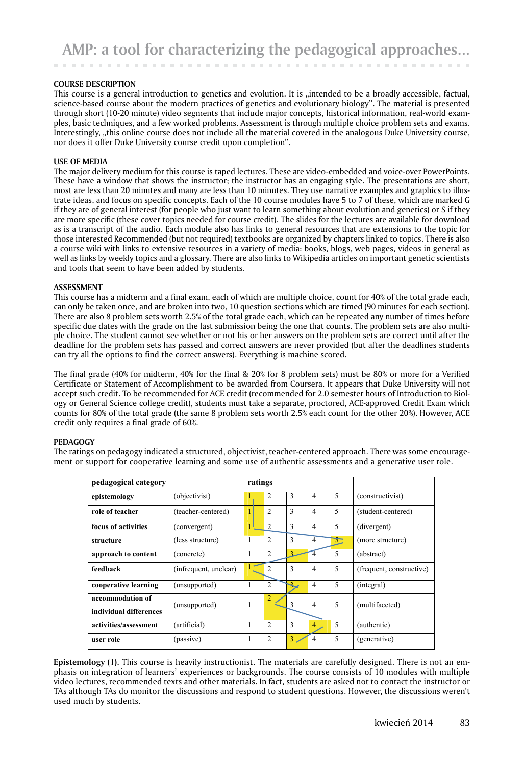### COURSE DESCRIPTION

This course is a general introduction to genetics and evolution. It is „intended to be a broadly accessible, factual, science-based course about the modern practices of genetics and evolutionary biology". The material is presented through short (10-20 minute) video segments that include major concepts, historical information, real-world examples, basic techniques, and a few worked problems. Assessment is through multiple choice problem sets and exams. Interestingly, „this online course does not include all the material covered in the analogous Duke University course, nor does it offer Duke University course credit upon completion".

### USE OF MEDIA

The major delivery medium for this course is taped lectures. These are video-embedded and voice-over PowerPoints. These have a window that shows the instructor; the instructor has an engaging style. The presentations are short, most are less than 20 minutes and many are less than 10 minutes. They use narrative examples and graphics to illustrate ideas, and focus on specific concepts. Each of the 10 course modules have 5 to 7 of these, which are marked G if they are of general interest (for people who just want to learn something about evolution and genetics) or S if they are more specific (these cover topics needed for course credit). The slides for the lectures are available for download as is a transcript of the audio. Each module also has links to general resources that are extensions to the topic for those interested Recommended (but not required) textbooks are organized by chapters linked to topics. There is also a course wiki with links to extensive resources in a variety of media: books, blogs, web pages, videos in general as well as links by weekly topics and a glossary. There are also links to Wikipedia articles on important genetic scientists and tools that seem to have been added by students.

### ASSESSMENT

This course has a midterm and a final exam, each of which are multiple choice, count for 40% of the total grade each, can only be taken once, and are broken into two, 10 question sections which are timed (90 minutes for each section). There are also 8 problem sets worth 2.5% of the total grade each, which can be repeated any number of times before specific due dates with the grade on the last submission being the one that counts. The problem sets are also multiple choice. The student cannot see whether or not his or her answers on the problem sets are correct until after the deadline for the problem sets has passed and correct answers are never provided (but after the deadlines students can try all the options to find the correct answers). Everything is machine scored.

The final grade (40% for midterm, 40% for the final & 20% for 8 problem sets) must be 80% or more for a Verified Certificate or Statement of Accomplishment to be awarded from Coursera. It appears that Duke University will not accept such credit. To be recommended for ACE credit (recommended for 2.0 semester hours of Introduction to Biology or General Science college credit), students must take a separate, proctored, ACE-approved Credit Exam which counts for 80% of the total grade (the same 8 problem sets worth 2.5% each count for the other 20%). However, ACE credit only requires a final grade of 60%.

### PEDAGOGY

The ratings on pedagogy indicated a structured, objectivist, teacher-centered approach. There was some encouragement or support for cooperative learning and some use of authentic assessments and a generative user role.

| pedagogical category | | ratings | | | | | |
|---|---|---|---|---|---|---|---|
| epistemology | (objectivist) | **1** | 2 | 3 | 4 | 5 | (constructivist) |
| role of teacher | (teacher-centered) | **1** | 2 | 3 | 4 | 5 | (student-centered) |
| focus of activities | (convergent) | **1** | 2 | 3 | 4 | 5 | (divergent) |
| structure | (less structure) | 1 | 2 | 3 | 4 | **5** | (more structure) |
| approach to content | (concrete) | 1 | 2 | **3** | 4 | 5 | (abstract) |
| feedback | (infrequent, unclear) | **1** | 2 | 3 | 4 | 5 | (frequent, constructive) |
| cooperative learning | (unsupported) | 1 | 2 | **3** | 4 | 5 | (integral) |
| accommodation of individual differences | (unsupported) | 1 | **2** | 3 | 4 | 5 | (multifaceted) |
| activities/assessment | (artificial) | 1 | 2 | 3 | **4** | 5 | (authentic) |
| user role | (passive) | 1 | 2 | **3** | 4 | 5 | (generative) |

**Epistemology (1).** This course is heavily instructionist. The materials are carefully designed. There is not an emphasis on integration of learners' experiences or backgrounds. The course consists of 10 modules with multiple video lectures, recommended texts and other materials. In fact, students are asked not to contact the instructor or TAs although TAs do monitor the discussions and respond to student questions. However, the discussions weren't used much by students.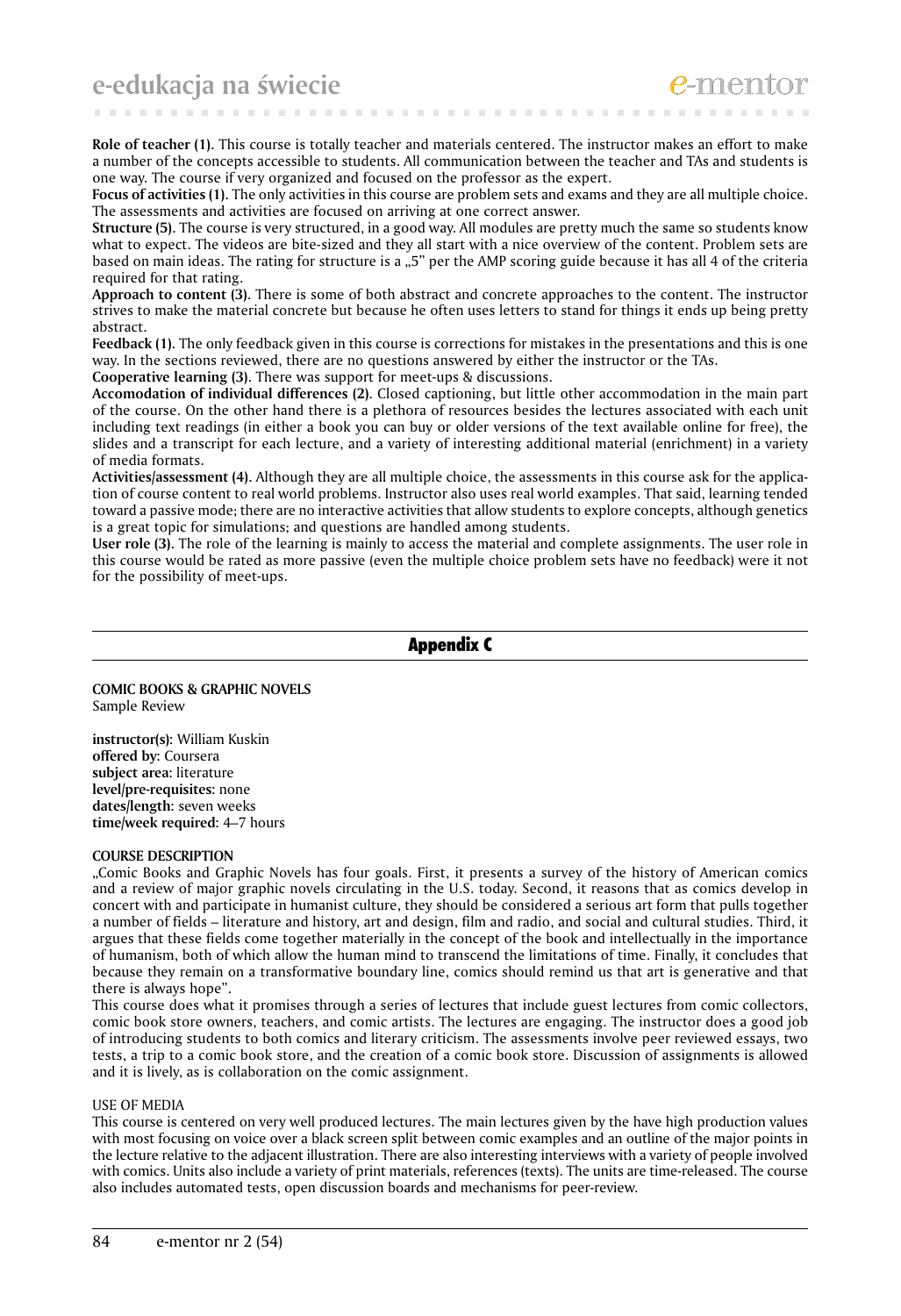**Role of teacher (1).** This course is totally teacher and materials centered. The instructor makes an effort to make a number of the concepts accessible to students. All communication between the teacher and TAs and students is one way. The course if very organized and focused on the professor as the expert.

**Focus of activities (1).** The only activities in this course are problem sets and exams and they are all multiple choice. The assessments and activities are focused on arriving at one correct answer.

**Structure (5).** The course is very structured, in a good way. All modules are pretty much the same so students know what to expect. The videos are bite-sized and they all start with a nice overview of the content. Problem sets are based on main ideas. The rating for structure is a „5" per the AMP scoring guide because it has all 4 of the criteria required for that rating.

**Approach to content (3).** There is some of both abstract and concrete approaches to the content. The instructor strives to make the material concrete but because he often uses letters to stand for things it ends up being pretty abstract.

**Feedback (1).** The only feedback given in this course is corrections for mistakes in the presentations and this is one way. In the sections reviewed, there are no questions answered by either the instructor or the TAs.

**Cooperative learning (3).** There was support for meet-ups & discussions.

**Accomodation of individual differences (2).** Closed captioning, but little other accommodation in the main part of the course. On the other hand there is a plethora of resources besides the lectures associated with each unit including text readings (in either a book you can buy or older versions of the text available online for free), the slides and a transcript for each lecture, and a variety of interesting additional material (enrichment) in a variety of media formats.

**Activities/assessment (4).** Although they are all multiple choice, the assessments in this course ask for the application of course content to real world problems. Instructor also uses real world examples. That said, learning tended toward a passive mode; there are no interactive activities that allow students to explore concepts, although genetics is a great topic for simulations; and questions are handled among students.

**User role (3).** The role of the learning is mainly to access the material and complete assignments. The user role in this course would be rated as more passive (even the multiple choice problem sets have no feedback) were it not for the possibility of meet-ups.

## Appendix C

**COMIC BOOKS & GRAPHIC NOVELS**
Sample Review

**instructor(s):** William Kuskin
**offered by:** Coursera
**subject area:** literature
**level/pre-requisites:** none
**dates/length:** seven weeks
**time/week required:** 4–7 hours

**COURSE DESCRIPTION**

„Comic Books and Graphic Novels has four goals. First, it presents a survey of the history of American comics and a review of major graphic novels circulating in the U.S. today. Second, it reasons that as comics develop in concert with and participate in humanist culture, they should be considered a serious art form that pulls together a number of fields – literature and history, art and design, film and radio, and social and cultural studies. Third, it argues that these fields come together materially in the concept of the book and intellectually in the importance of humanism, both of which allow the human mind to transcend the limitations of time. Finally, it concludes that because they remain on a transformative boundary line, comics should remind us that art is generative and that there is always hope".

This course does what it promises through a series of lectures that include guest lectures from comic collectors, comic book store owners, teachers, and comic artists. The lectures are engaging. The instructor does a good job of introducing students to both comics and literary criticism. The assessments involve peer reviewed essays, two tests, a trip to a comic book store, and the creation of a comic book store. Discussion of assignments is allowed and it is lively, as is collaboration on the comic assignment.

USE OF MEDIA

This course is centered on very well produced lectures. The main lectures given by the have high production values with most focusing on voice over a black screen split between comic examples and an outline of the major points in the lecture relative to the adjacent illustration. There are also interesting interviews with a variety of people involved with comics. Units also include a variety of print materials, references (texts). The units are time-released. The course also includes automated tests, open discussion boards and mechanisms for peer-review.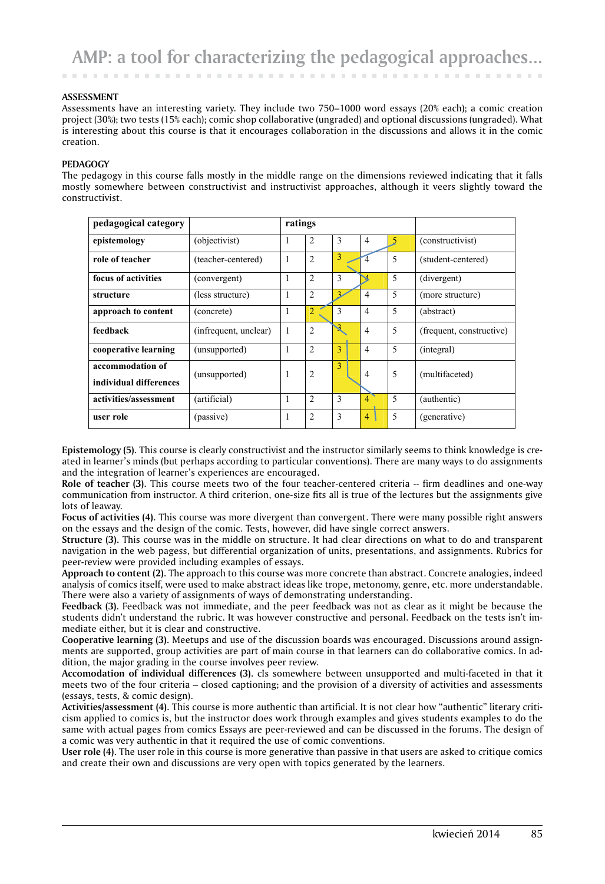## ASSESSMENT

Assessments have an interesting variety. They include two 750–1000 word essays (20% each); a comic creation project (30%); two tests (15% each); comic shop collaborative (ungraded) and optional discussions (ungraded). What is interesting about this course is that it encourages collaboration in the discussions and allows it in the comic creation.

## PEDAGOGY

The pedagogy in this course falls mostly in the middle range on the dimensions reviewed indicating that it falls mostly somewhere between constructivist and instructivist approaches, although it veers slightly toward the constructivist.

| pedagogical category | | ratings | | | | | |
|---|---|---|---|---|---|---|---|
| epistemology | (objectivist) | 1 | 2 | 3 | 4 | 5 | (constructivist) |
| role of teacher | (teacher-centered) | 1 | 2 | 3 | 4 | 5 | (student-centered) |
| focus of activities | (convergent) | 1 | 2 | 3 | 4 | 5 | (divergent) |
| structure | (less structure) | 1 | 2 | 3 | 4 | 5 | (more structure) |
| approach to content | (concrete) | 1 | 2 | 3 | 4 | 5 | (abstract) |
| feedback | (infrequent, unclear) | 1 | 2 | 3 | 4 | 5 | (frequent, constructive) |
| cooperative learning | (unsupported) | 1 | 2 | 3 | 4 | 5 | (integral) |
| accommodation of individual differences | (unsupported) | 1 | 2 | 3 | 4 | 5 | (multifaceted) |
| activities/assessment | (artificial) | 1 | 2 | 3 | 4 | 5 | (authentic) |
| user role | (passive) | 1 | 2 | 3 | 4 | 5 | (generative) |

**Epistemology (5).** This course is clearly constructivist and the instructor similarly seems to think knowledge is created in learner's minds (but perhaps according to particular conventions). There are many ways to do assignments and the integration of learner's experiences are encouraged.

**Role of teacher (3).** This course meets two of the four teacher-centered criteria -- firm deadlines and one-way communication from instructor. A third criterion, one-size fits all is true of the lectures but the assignments give lots of leaway.

**Focus of activities (4).** This course was more divergent than convergent. There were many possible right answers on the essays and the design of the comic. Tests, however, did have single correct answers.

**Structure (3).** This course was in the middle on structure. It had clear directions on what to do and transparent navigation in the web pagess, but differential organization of units, presentations, and assignments. Rubrics for peer-review were provided including examples of essays.

**Approach to content (2).** The approach to this course was more concrete than abstract. Concrete analogies, indeed analysis of comics itself, were used to make abstract ideas like trope, metonomy, genre, etc. more understandable. There were also a variety of assignments of ways of demonstrating understanding.

**Feedback (3).** Feedback was not immediate, and the peer feedback was not as clear as it might be because the students didn't understand the rubric. It was however constructive and personal. Feedback on the tests isn't immediate either, but it is clear and constructive.

**Cooperative learning (3).** Meetups and use of the discussion boards was encouraged. Discussions around assignments are supported, group activities are part of main course in that learners can do collaborative comics. In addition, the major grading in the course involves peer review.

**Accomodation of individual differences (3).** cIs somewhere between unsupported and multi-faceted in that it meets two of the four criteria – closed captioning; and the provision of a diversity of activities and assessments (essays, tests, & comic design).

**Activities/assessment (4).** This course is more authentic than artificial. It is not clear how "authentic" literary criticism applied to comics is, but the instructor does work through examples and gives students examples to do the same with actual pages from comics Essays are peer-reviewed and can be discussed in the forums. The design of a comic was very authentic in that it required the use of comic conventions.

**User role (4).** The user role in this course is more generative than passive in that users are asked to critique comics and create their own and discussions are very open with topics generated by the learners.